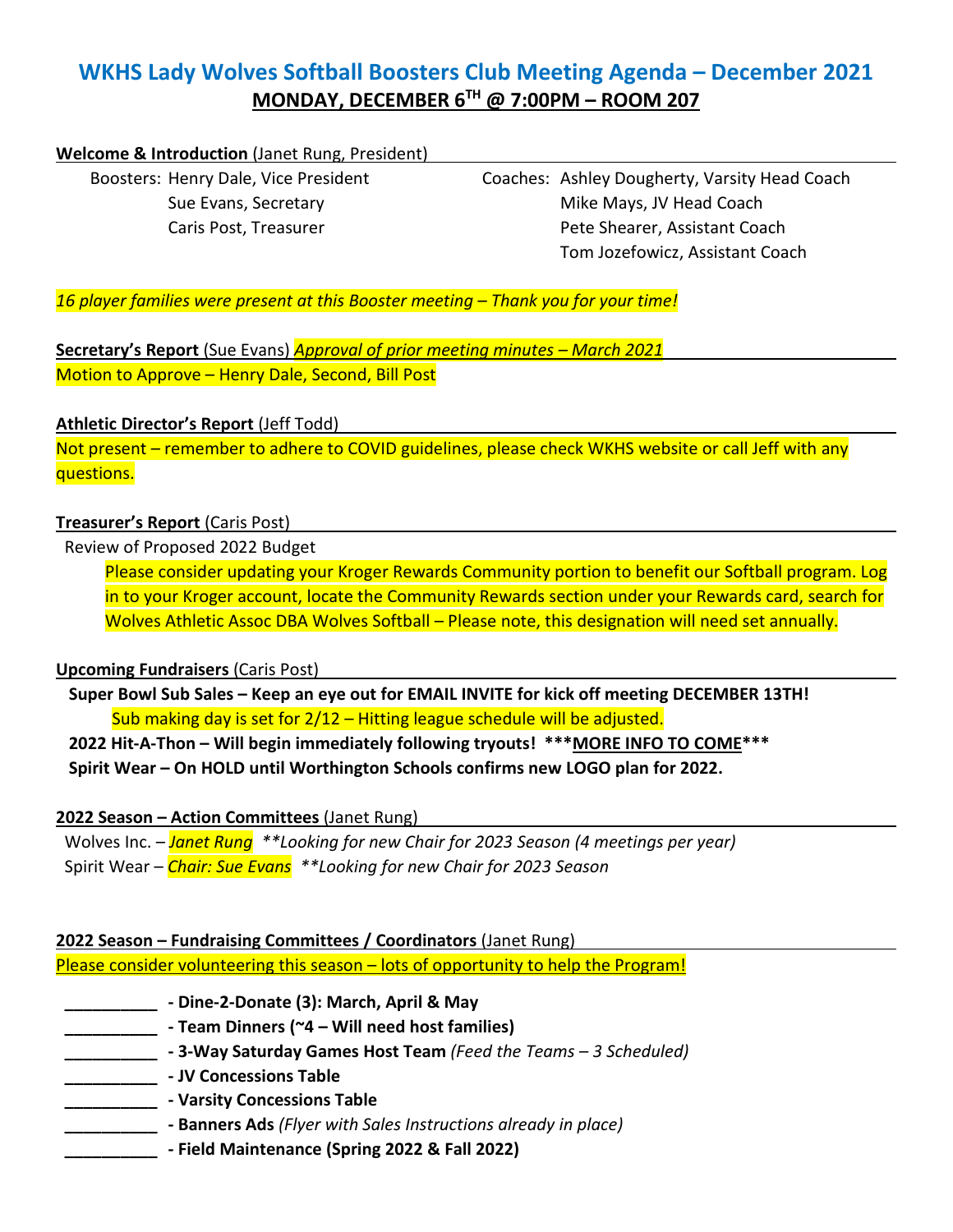# WKHS Lady Wolves Softball Boosters Club Meeting Agenda – December 2021

## MONDAY, DECEMBER 6TH @ 7:00PM – ROOM 207

**Welcome & Introduction** (Janet Rung, President)

Boosters: Henry Dale, Vice President
Sue Evans, Secretary
Caris Post, Treasurer

Coaches: Ashley Dougherty, Varsity Head Coach
Mike Mays, JV Head Coach
Pete Shearer, Assistant Coach
Tom Jozefowicz, Assistant Coach

*16 player families were present at this Booster meeting – Thank you for your time!*

**Secretary's Report** (Sue Evans) *Approval of prior meeting minutes – March 2021*

Motion to Approve – Henry Dale, Second, Bill Post

**Athletic Director's Report** (Jeff Todd)

Not present – remember to adhere to COVID guidelines, please check WKHS website or call Jeff with any questions.

**Treasurer's Report** (Caris Post)

Review of Proposed 2022 Budget

Please consider updating your Kroger Rewards Community portion to benefit our Softball program. Log in to your Kroger account, locate the Community Rewards section under your Rewards card, search for Wolves Athletic Assoc DBA Wolves Softball – Please note, this designation will need set annually.

**Upcoming Fundraisers** (Caris Post)

**Super Bowl Sub Sales – Keep an eye out for EMAIL INVITE for kick off meeting DECEMBER 13TH!**

Sub making day is set for 2/12 – Hitting league schedule will be adjusted.

**2022 Hit-A-Thon – Will begin immediately following tryouts! \*\*\*MORE INFO TO COME\*\*\***

**Spirit Wear – On HOLD until Worthington Schools confirms new LOGO plan for 2022.**

**2022 Season – Action Committees** (Janet Rung)

Wolves Inc. – *Janet Rung* *\*\*Looking for new Chair for 2023 Season (4 meetings per year)*

Spirit Wear – *Chair: Sue Evans* *\*\*Looking for new Chair for 2023 Season*

**2022 Season – Fundraising Committees / Coordinators** (Janet Rung)

Please consider volunteering this season – lots of opportunity to help the Program!

- __________ **- Dine-2-Donate (3): March, April & May**
- __________ **- Team Dinners (~4 – Will need host families)**
- __________ **- 3-Way Saturday Games Host Team** *(Feed the Teams – 3 Scheduled)*
- __________ **- JV Concessions Table**
- __________ **- Varsity Concessions Table**
- __________ **- Banners Ads** *(Flyer with Sales Instructions already in place)*
- __________ **- Field Maintenance (Spring 2022 & Fall 2022)**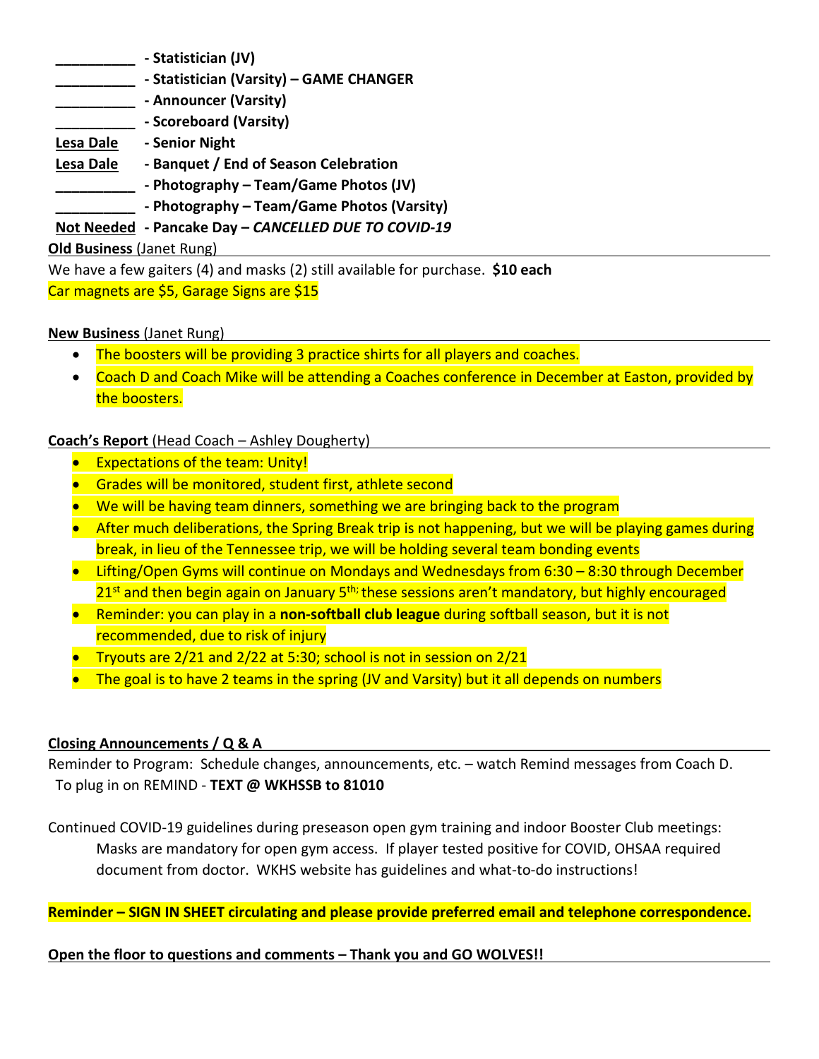__________ - **Statistician (JV)**
__________ - **Statistician (Varsity) – GAME CHANGER**
__________ - **Announcer (Varsity)**
__________ - **Scoreboard (Varsity)**
Lesa Dale - **Senior Night**
Lesa Dale - **Banquet / End of Season Celebration**
__________ - **Photography – Team/Game Photos (JV)**
__________ - **Photography – Team/Game Photos (Varsity)**
Not Needed - **Pancake Day – *CANCELLED DUE TO COVID-19***

**Old Business** (Janet Rung)

We have a few gaiters (4) and masks (2) still available for purchase. **$10 each**
Car magnets are $5, Garage Signs are $15

**New Business** (Janet Rung)

- The boosters will be providing 3 practice shirts for all players and coaches.
- Coach D and Coach Mike will be attending a Coaches conference in December at Easton, provided by the boosters.

**Coach's Report** (Head Coach – Ashley Dougherty)

- Expectations of the team: Unity!
- Grades will be monitored, student first, athlete second
- We will be having team dinners, something we are bringing back to the program
- After much deliberations, the Spring Break trip is not happening, but we will be playing games during break, in lieu of the Tennessee trip, we will be holding several team bonding events
- Lifting/Open Gyms will continue on Mondays and Wednesdays from 6:30 – 8:30 through December 21st and then begin again on January 5th; these sessions aren't mandatory, but highly encouraged
- Reminder: you can play in a **non-softball club league** during softball season, but it is not recommended, due to risk of injury
- Tryouts are 2/21 and 2/22 at 5:30; school is not in session on 2/21
- The goal is to have 2 teams in the spring (JV and Varsity) but it all depends on numbers

**Closing Announcements / Q & A**

Reminder to Program: Schedule changes, announcements, etc. – watch Remind messages from Coach D.
To plug in on REMIND - **TEXT @ WKHSSB to 81010**

Continued COVID-19 guidelines during preseason open gym training and indoor Booster Club meetings:
Masks are mandatory for open gym access. If player tested positive for COVID, OHSAA required document from doctor. WKHS website has guidelines and what-to-do instructions!

**Reminder – SIGN IN SHEET circulating and please provide preferred email and telephone correspondence.**

**Open the floor to questions and comments – Thank you and GO WOLVES!!**